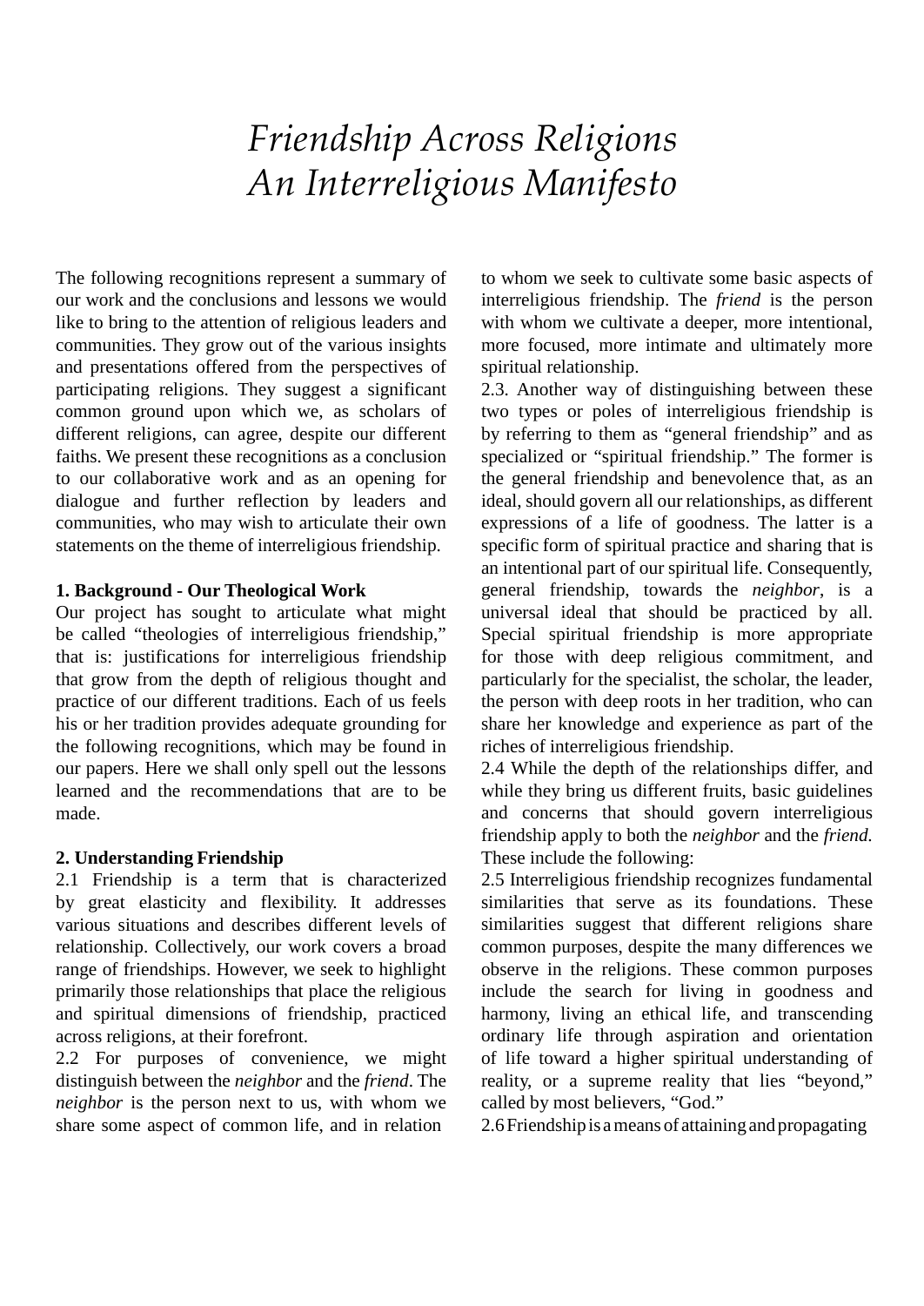# *Friendship Across Religions*
# *An Interreligious Manifesto*

The following recognitions represent a summary of our work and the conclusions and lessons we would like to bring to the attention of religious leaders and communities. They grow out of the various insights and presentations offered from the perspectives of participating religions. They suggest a significant common ground upon which we, as scholars of different religions, can agree, despite our different faiths. We present these recognitions as a conclusion to our collaborative work and as an opening for dialogue and further reflection by leaders and communities, who may wish to articulate their own statements on the theme of interreligious friendship.

**1. Background - Our Theological Work**

Our project has sought to articulate what might be called "theologies of interreligious friendship," that is: justifications for interreligious friendship that grow from the depth of religious thought and practice of our different traditions. Each of us feels his or her tradition provides adequate grounding for the following recognitions, which may be found in our papers. Here we shall only spell out the lessons learned and the recommendations that are to be made.

**2. Understanding Friendship**

2.1 Friendship is a term that is characterized by great elasticity and flexibility. It addresses various situations and describes different levels of relationship. Collectively, our work covers a broad range of friendships. However, we seek to highlight primarily those relationships that place the religious and spiritual dimensions of friendship, practiced across religions, at their forefront.

2.2 For purposes of convenience, we might distinguish between the *neighbor* and the *friend*. The *neighbor* is the person next to us, with whom we share some aspect of common life, and in relation to whom we seek to cultivate some basic aspects of interreligious friendship. The *friend* is the person with whom we cultivate a deeper, more intentional, more focused, more intimate and ultimately more spiritual relationship.

2.3. Another way of distinguishing between these two types or poles of interreligious friendship is by referring to them as "general friendship" and as specialized or "spiritual friendship." The former is the general friendship and benevolence that, as an ideal, should govern all our relationships, as different expressions of a life of goodness. The latter is a specific form of spiritual practice and sharing that is an intentional part of our spiritual life. Consequently, general friendship, towards the *neighbor*, is a universal ideal that should be practiced by all. Special spiritual friendship is more appropriate for those with deep religious commitment, and particularly for the specialist, the scholar, the leader, the person with deep roots in her tradition, who can share her knowledge and experience as part of the riches of interreligious friendship.

2.4 While the depth of the relationships differ, and while they bring us different fruits, basic guidelines and concerns that should govern interreligious friendship apply to both the *neighbor* and the *friend.* These include the following:

2.5 Interreligious friendship recognizes fundamental similarities that serve as its foundations. These similarities suggest that different religions share common purposes, despite the many differences we observe in the religions. These common purposes include the search for living in goodness and harmony, living an ethical life, and transcending ordinary life through aspiration and orientation of life toward a higher spiritual understanding of reality, or a supreme reality that lies "beyond," called by most believers, "God."

2.6 Friendship is a means of attaining and propagating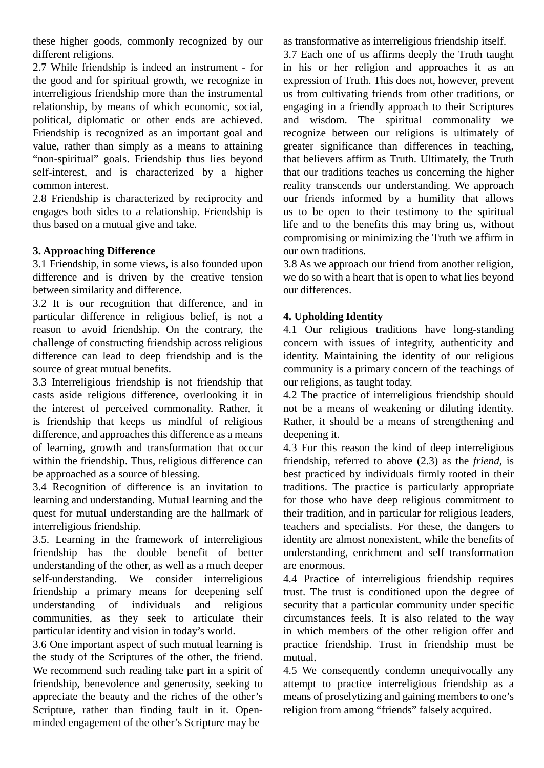these higher goods, commonly recognized by our different religions.

2.7 While friendship is indeed an instrument - for the good and for spiritual growth, we recognize in interreligious friendship more than the instrumental relationship, by means of which economic, social, political, diplomatic or other ends are achieved. Friendship is recognized as an important goal and value, rather than simply as a means to attaining "non-spiritual" goals. Friendship thus lies beyond self-interest, and is characterized by a higher common interest.

2.8 Friendship is characterized by reciprocity and engages both sides to a relationship. Friendship is thus based on a mutual give and take.

**3. Approaching Difference**

3.1 Friendship, in some views, is also founded upon difference and is driven by the creative tension between similarity and difference.

3.2 It is our recognition that difference, and in particular difference in religious belief, is not a reason to avoid friendship. On the contrary, the challenge of constructing friendship across religious difference can lead to deep friendship and is the source of great mutual benefits.

3.3 Interreligious friendship is not friendship that casts aside religious difference, overlooking it in the interest of perceived commonality. Rather, it is friendship that keeps us mindful of religious difference, and approaches this difference as a means of learning, growth and transformation that occur within the friendship. Thus, religious difference can be approached as a source of blessing.

3.4 Recognition of difference is an invitation to learning and understanding. Mutual learning and the quest for mutual understanding are the hallmark of interreligious friendship.

3.5. Learning in the framework of interreligious friendship has the double benefit of better understanding of the other, as well as a much deeper self-understanding. We consider interreligious friendship a primary means for deepening self understanding of individuals and religious communities, as they seek to articulate their particular identity and vision in today's world.

3.6 One important aspect of such mutual learning is the study of the Scriptures of the other, the friend. We recommend such reading take part in a spirit of friendship, benevolence and generosity, seeking to appreciate the beauty and the riches of the other's Scripture, rather than finding fault in it. Open-minded engagement of the other's Scripture may be as transformative as interreligious friendship itself.

3.7 Each one of us affirms deeply the Truth taught in his or her religion and approaches it as an expression of Truth. This does not, however, prevent us from cultivating friends from other traditions, or engaging in a friendly approach to their Scriptures and wisdom. The spiritual commonality we recognize between our religions is ultimately of greater significance than differences in teaching, that believers affirm as Truth. Ultimately, the Truth that our traditions teaches us concerning the higher reality transcends our understanding. We approach our friends informed by a humility that allows us to be open to their testimony to the spiritual life and to the benefits this may bring us, without compromising or minimizing the Truth we affirm in our own traditions.

3.8 As we approach our friend from another religion, we do so with a heart that is open to what lies beyond our differences.

**4. Upholding Identity**

4.1 Our religious traditions have long-standing concern with issues of integrity, authenticity and identity. Maintaining the identity of our religious community is a primary concern of the teachings of our religions, as taught today.

4.2 The practice of interreligious friendship should not be a means of weakening or diluting identity. Rather, it should be a means of strengthening and deepening it.

4.3 For this reason the kind of deep interreligious friendship, referred to above (2.3) as the *friend*, is best practiced by individuals firmly rooted in their traditions. The practice is particularly appropriate for those who have deep religious commitment to their tradition, and in particular for religious leaders, teachers and specialists. For these, the dangers to identity are almost nonexistent, while the benefits of understanding, enrichment and self transformation are enormous.

4.4 Practice of interreligious friendship requires trust. The trust is conditioned upon the degree of security that a particular community under specific circumstances feels. It is also related to the way in which members of the other religion offer and practice friendship. Trust in friendship must be mutual.

4.5 We consequently condemn unequivocally any attempt to practice interreligious friendship as a means of proselytizing and gaining members to one's religion from among "friends" falsely acquired.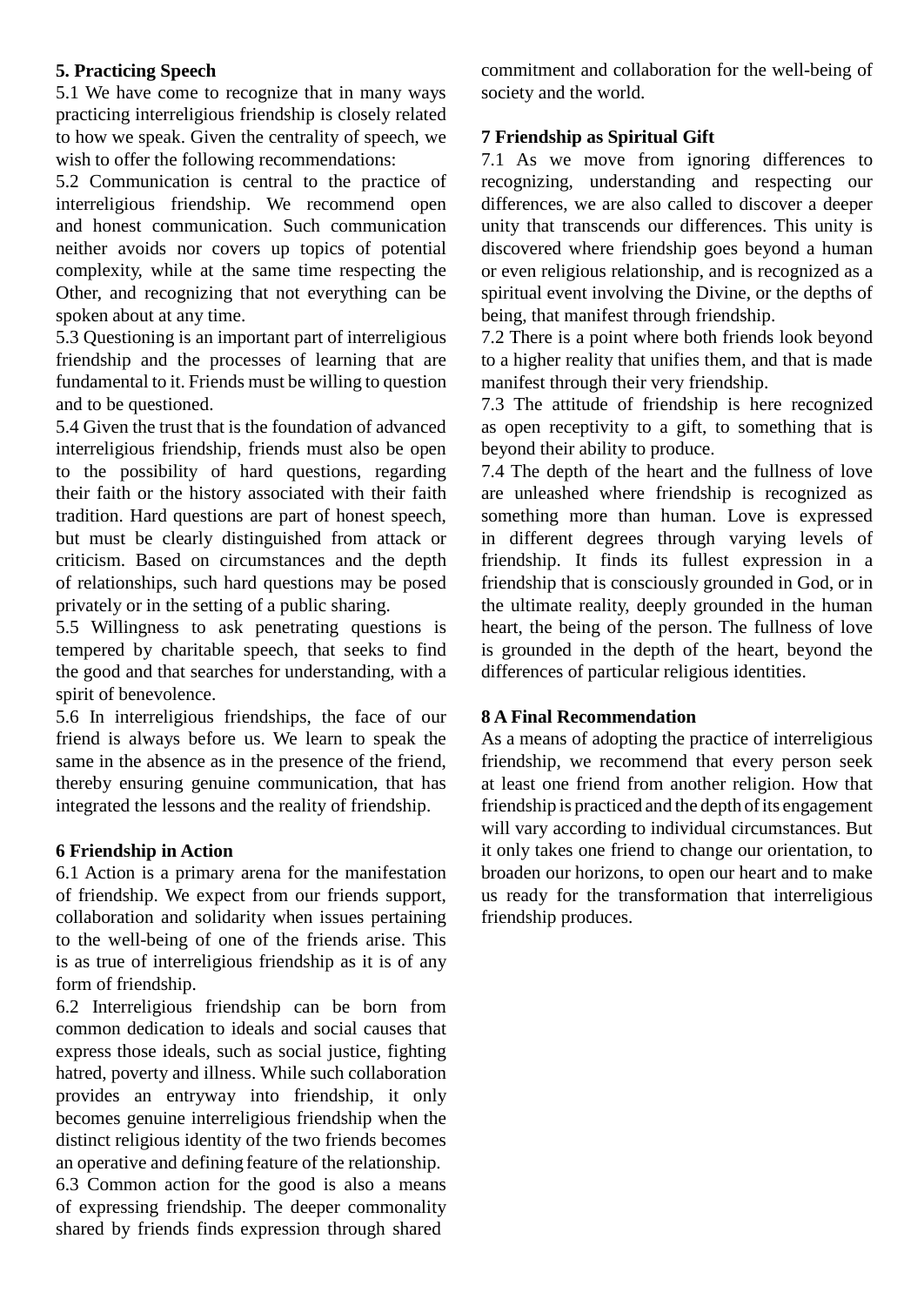## 5. Practicing Speech

5.1 We have come to recognize that in many ways practicing interreligious friendship is closely related to how we speak. Given the centrality of speech, we wish to offer the following recommendations:

5.2 Communication is central to the practice of interreligious friendship. We recommend open and honest communication. Such communication neither avoids nor covers up topics of potential complexity, while at the same time respecting the Other, and recognizing that not everything can be spoken about at any time.

5.3 Questioning is an important part of interreligious friendship and the processes of learning that are fundamental to it. Friends must be willing to question and to be questioned.

5.4 Given the trust that is the foundation of advanced interreligious friendship, friends must also be open to the possibility of hard questions, regarding their faith or the history associated with their faith tradition. Hard questions are part of honest speech, but must be clearly distinguished from attack or criticism. Based on circumstances and the depth of relationships, such hard questions may be posed privately or in the setting of a public sharing.

5.5 Willingness to ask penetrating questions is tempered by charitable speech, that seeks to find the good and that searches for understanding, with a spirit of benevolence.

5.6 In interreligious friendships, the face of our friend is always before us. We learn to speak the same in the absence as in the presence of the friend, thereby ensuring genuine communication, that has integrated the lessons and the reality of friendship.

## 6 Friendship in Action

6.1 Action is a primary arena for the manifestation of friendship. We expect from our friends support, collaboration and solidarity when issues pertaining to the well-being of one of the friends arise. This is as true of interreligious friendship as it is of any form of friendship.

6.2 Interreligious friendship can be born from common dedication to ideals and social causes that express those ideals, such as social justice, fighting hatred, poverty and illness. While such collaboration provides an entryway into friendship, it only becomes genuine interreligious friendship when the distinct religious identity of the two friends becomes an operative and defining feature of the relationship.

6.3 Common action for the good is also a means of expressing friendship. The deeper commonality shared by friends finds expression through shared commitment and collaboration for the well-being of society and the world.

## 7 Friendship as Spiritual Gift

7.1 As we move from ignoring differences to recognizing, understanding and respecting our differences, we are also called to discover a deeper unity that transcends our differences. This unity is discovered where friendship goes beyond a human or even religious relationship, and is recognized as a spiritual event involving the Divine, or the depths of being, that manifest through friendship.

7.2 There is a point where both friends look beyond to a higher reality that unifies them, and that is made manifest through their very friendship.

7.3 The attitude of friendship is here recognized as open receptivity to a gift, to something that is beyond their ability to produce.

7.4 The depth of the heart and the fullness of love are unleashed where friendship is recognized as something more than human. Love is expressed in different degrees through varying levels of friendship. It finds its fullest expression in a friendship that is consciously grounded in God, or in the ultimate reality, deeply grounded in the human heart, the being of the person. The fullness of love is grounded in the depth of the heart, beyond the differences of particular religious identities.

## 8 A Final Recommendation

As a means of adopting the practice of interreligious friendship, we recommend that every person seek at least one friend from another religion. How that friendship is practiced and the depth of its engagement will vary according to individual circumstances. But it only takes one friend to change our orientation, to broaden our horizons, to open our heart and to make us ready for the transformation that interreligious friendship produces.